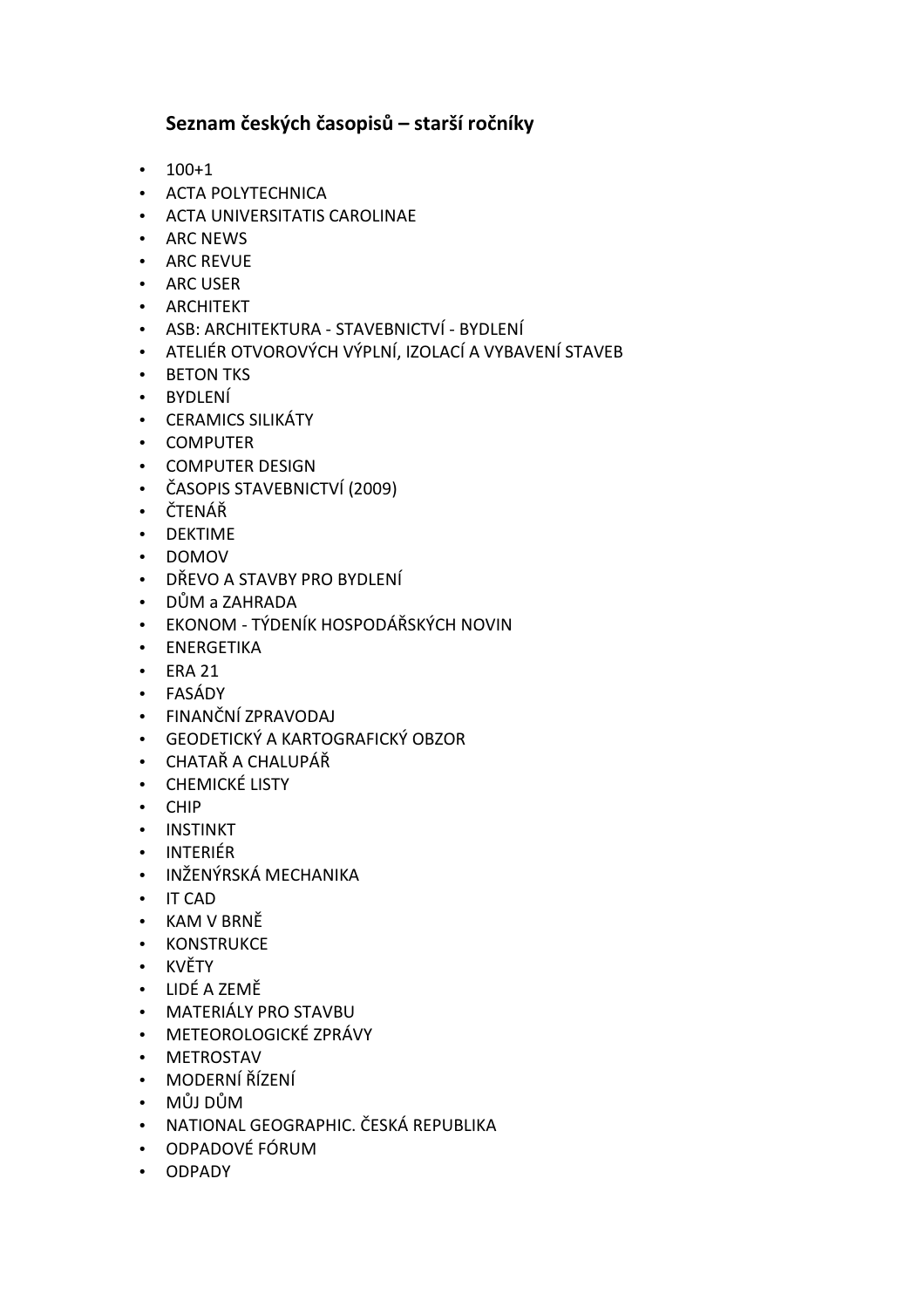**Seznam českých časopisů – starší ročníky**

- 100+1
- ACTA POLYTECHNICA
- ACTA UNIVERSITATIS CAROLINAE
- ARC NEWS
- ARC REVUE
- ARC USER
- ARCHITEKT
- ASB: ARCHITEKTURA - STAVEBNICTVÍ - BYDLENÍ
- ATELIÉR OTVOROVÝCH VÝPLNÍ, IZOLACÍ A VYBAVENÍ STAVEB
- BETON TKS
- BYDLENÍ
- CERAMICS SILIKÁTY
- COMPUTER
- COMPUTER DESIGN
- ČASOPIS STAVEBNICTVÍ (2009)
- ČTENÁŘ
- DEKTIME
- DOMOV
- DŘEVO A STAVBY PRO BYDLENÍ
- DŮM a ZAHRADA
- EKONOM - TÝDENÍK HOSPODÁŘSKÝCH NOVIN
- ENERGETIKA
- ERA 21
- FASÁDY
- FINANČNÍ ZPRAVODAJ
- GEODETICKÝ A KARTOGRAFICKÝ OBZOR
- CHATAŘ A CHALUPÁŘ
- CHEMICKÉ LISTY
- CHIP
- INSTINKT
- INTERIÉR
- INŽENÝRSKÁ MECHANIKA
- IT CAD
- KAM V BRNĚ
- KONSTRUKCE
- KVĚTY
- LIDÉ A ZEMĚ
- MATERIÁLY PRO STAVBU
- METEOROLOGICKÉ ZPRÁVY
- METROSTAV
- MODERNÍ ŘÍZENÍ
- MŮJ DŮM
- NATIONAL GEOGRAPHIC. ČESKÁ REPUBLIKA
- ODPADOVÉ FÓRUM
- ODPADY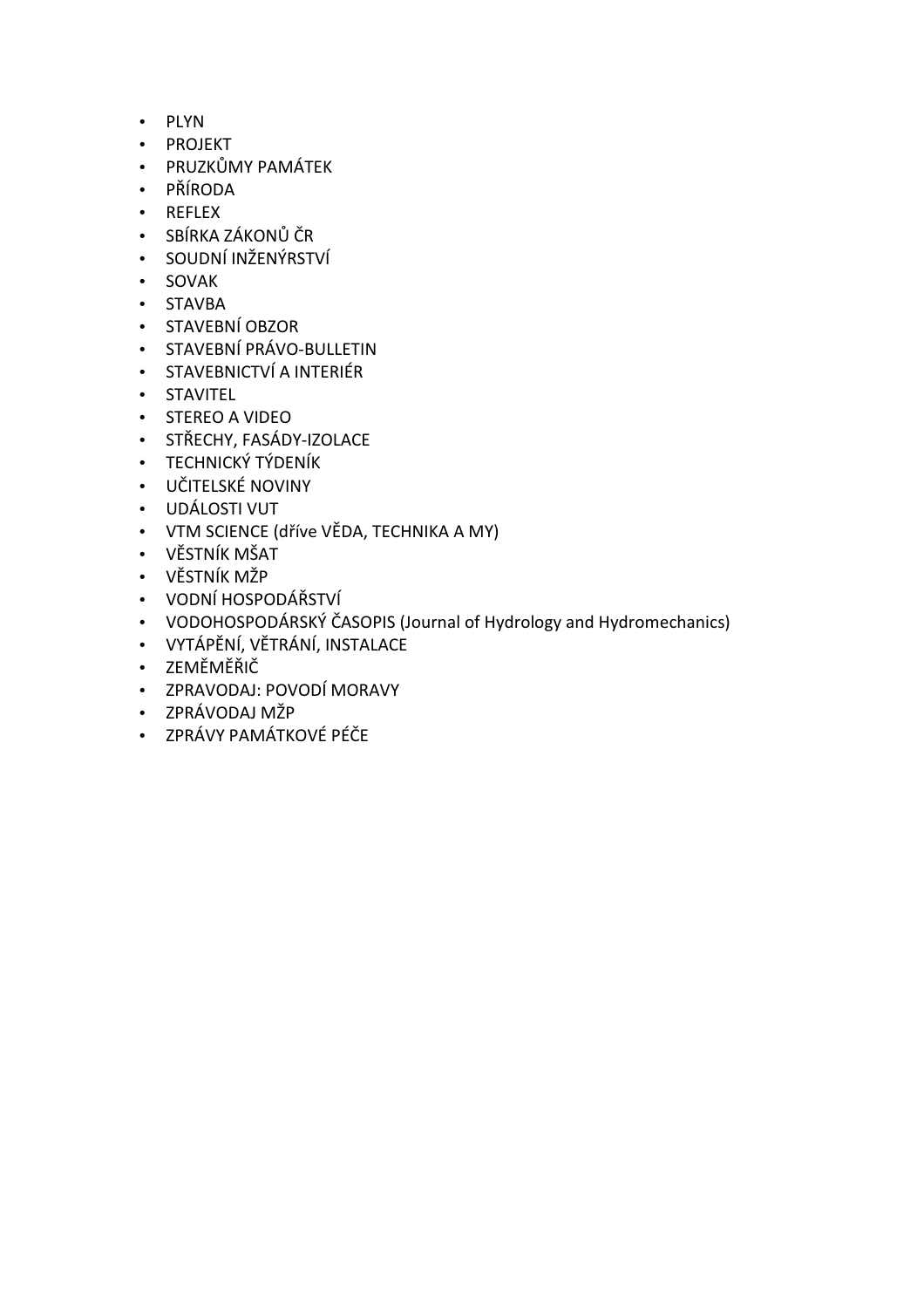- PLYN
- PROJEKT
- PRUZKŮMY PAMÁTEK
- PŘÍRODA
- REFLEX
- SBÍRKA ZÁKONŮ ČR
- SOUDNÍ INŽENÝRSTVÍ
- SOVAK
- STAVBA
- STAVEBNÍ OBZOR
- STAVEBNÍ PRÁVO-BULLETIN
- STAVEBNICTVÍ A INTERIÉR
- STAVITEL
- STEREO A VIDEO
- STŘECHY, FASÁDY-IZOLACE
- TECHNICKÝ TÝDENÍK
- UČITELSKÉ NOVINY
- UDÁLOSTI VUT
- VTM SCIENCE (dříve VĚDA, TECHNIKA A MY)
- VĚSTNÍK MŠAT
- VĚSTNÍK MŽP
- VODNÍ HOSPODÁŘSTVÍ
- VODOHOSPODÁRSKÝ ČASOPIS (Journal of Hydrology and Hydromechanics)
- VYTÁPĚNÍ, VĚTRÁNÍ, INSTALACE
- ZEMĚMĚŘIČ
- ZPRAVODAJ: POVODÍ MORAVY
- ZPRÁVODAJ MŽP
- ZPRÁVY PAMÁTKOVÉ PÉČE